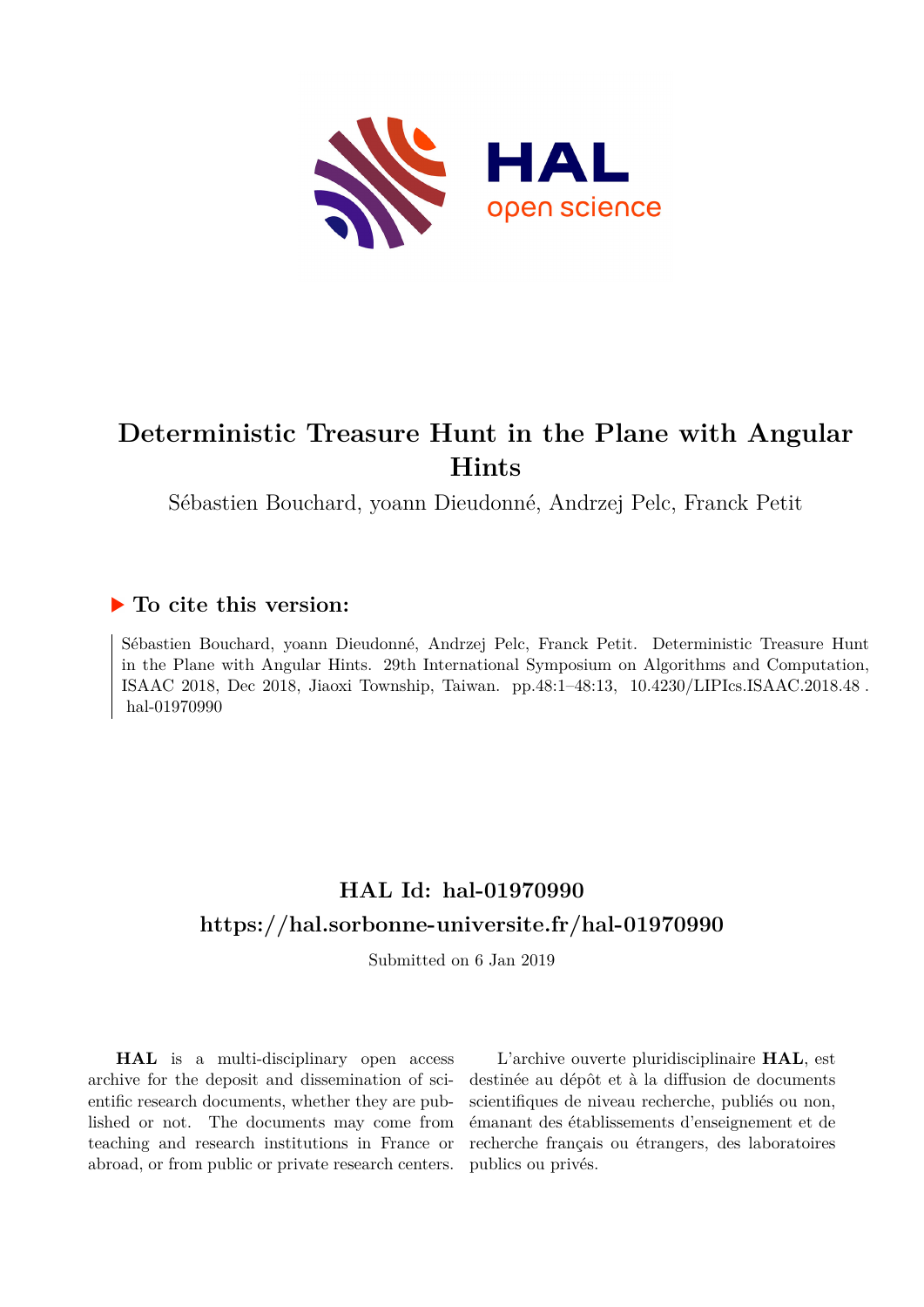# Deterministic Treasure Hunt in the Plane with Angular Hints

Sébastien Bouchard, yoann Dieudonné, Andrzej Pelc, Franck Petit

### To cite this version:

Sébastien Bouchard, yoann Dieudonné, Andrzej Pelc, Franck Petit. Deterministic Treasure Hunt in the Plane with Angular Hints. 29th International Symposium on Algorithms and Computation, ISAAC 2018, Dec 2018, Jiaoxi Township, Taiwan. pp.48:1–48:13, 10.4230/LIPIcs.ISAAC.2018.48 . hal-01970990

## HAL Id: hal-01970990
## https://hal.sorbonne-universite.fr/hal-01970990

Submitted on 6 Jan 2019

**HAL** is a multi-disciplinary open access archive for the deposit and dissemination of scientific research documents, whether they are published or not. The documents may come from teaching and research institutions in France or abroad, or from public or private research centers.

L'archive ouverte pluridisciplinaire **HAL**, est destinée au dépôt et à la diffusion de documents scientifiques de niveau recherche, publiés ou non, émanant des établissements d'enseignement et de recherche français ou étrangers, des laboratoires publics ou privés.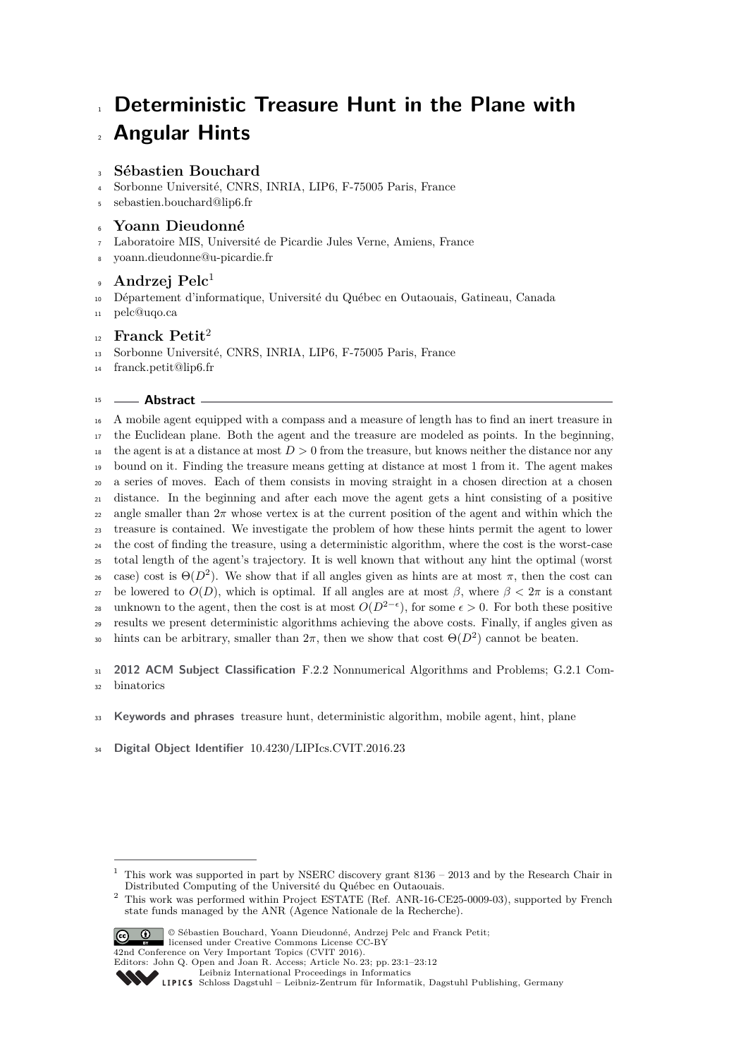# Deterministic Treasure Hunt in the Plane with Angular Hints

### Sébastien Bouchard

Sorbonne Université, CNRS, INRIA, LIP6, F-75005 Paris, France
sebastien.bouchard@lip6.fr

### Yoann Dieudonné

Laboratoire MIS, Université de Picardie Jules Verne, Amiens, France
yoann.dieudonne@u-picardie.fr

### Andrzej Pelc[1]

Département d'informatique, Université du Québec en Outaouais, Gatineau, Canada
pelc@uqo.ca

### Franck Petit[2]

Sorbonne Université, CNRS, INRIA, LIP6, F-75005 Paris, France
franck.petit@lip6.fr

## Abstract

A mobile agent equipped with a compass and a measure of length has to find an inert treasure in the Euclidean plane. Both the agent and the treasure are modeled as points. In the beginning, the agent is at a distance at most $D > 0$ from the treasure, but knows neither the distance nor any bound on it. Finding the treasure means getting at distance at most 1 from it. The agent makes a series of moves. Each of them consists in moving straight in a chosen direction at a chosen distance. In the beginning and after each move the agent gets a hint consisting of a positive angle smaller than $2\pi$ whose vertex is at the current position of the agent and within which the treasure is contained. We investigate the problem of how these hints permit the agent to lower the cost of finding the treasure, using a deterministic algorithm, where the cost is the worst-case total length of the agent's trajectory. It is well known that without any hint the optimal (worst case) cost is $\Theta(D^2)$. We show that if all angles given as hints are at most $\pi$, then the cost can be lowered to $O(D)$, which is optimal. If all angles are at most $\beta$, where $\beta < 2\pi$ is a constant unknown to the agent, then the cost is at most $O(D^{2-\epsilon})$, for some $\epsilon > 0$. For both these positive results we present deterministic algorithms achieving the above costs. Finally, if angles given as hints can be arbitrary, smaller than $2\pi$, then we show that cost $\Theta(D^2)$ cannot be beaten.

**2012 ACM Subject Classification** F.2.2 Nonnumerical Algorithms and Problems; G.2.1 Combinatorics

**Keywords and phrases** treasure hunt, deterministic algorithm, mobile agent, hint, plane

**Digital Object Identifier** 10.4230/LIPIcs.CVIT.2016.23

---

[1] This work was supported in part by NSERC discovery grant 8136 – 2013 and by the Research Chair in Distributed Computing of the Université du Québec en Outaouais.

[2] This work was performed within Project ESTATE (Ref. ANR-16-CE25-0009-03), supported by French state funds managed by the ANR (Agence Nationale de la Recherche).

© Sébastien Bouchard, Yoann Dieudonné, Andrzej Pelc and Franck Petit; licensed under Creative Commons License CC-BY
42nd Conference on Very Important Topics (CVIT 2016).
Editors: John Q. Open and Joan R. Access; Article No. 23; pp. 23:1–23:12
Leibniz International Proceedings in Informatics
Schloss Dagstuhl – Leibniz-Zentrum für Informatik, Dagstuhl Publishing, Germany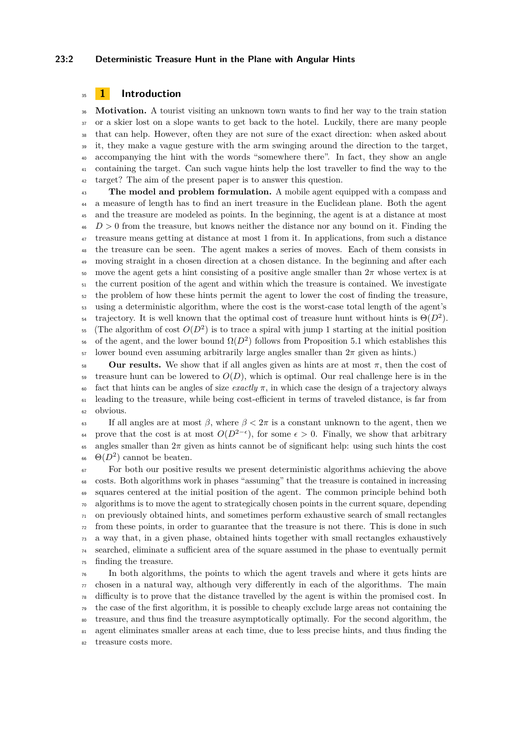# 1 Introduction

**Motivation.** A tourist visiting an unknown town wants to find her way to the train station or a skier lost on a slope wants to get back to the hotel. Luckily, there are many people that can help. However, often they are not sure of the exact direction: when asked about it, they make a vague gesture with the arm swinging around the direction to the target, accompanying the hint with the words "somewhere there". In fact, they show an angle containing the target. Can such vague hints help the lost traveller to find the way to the target? The aim of the present paper is to answer this question.

**The model and problem formulation.** A mobile agent equipped with a compass and a measure of length has to find an inert treasure in the Euclidean plane. Both the agent and the treasure are modeled as points. In the beginning, the agent is at a distance at most $D > 0$ from the treasure, but knows neither the distance nor any bound on it. Finding the treasure means getting at distance at most 1 from it. In applications, from such a distance the treasure can be seen. The agent makes a series of moves. Each of them consists in moving straight in a chosen direction at a chosen distance. In the beginning and after each move the agent gets a hint consisting of a positive angle smaller than $2\pi$ whose vertex is at the current position of the agent and within which the treasure is contained. We investigate the problem of how these hints permit the agent to lower the cost of finding the treasure, using a deterministic algorithm, where the cost is the worst-case total length of the agent's trajectory. It is well known that the optimal cost of treasure hunt without hints is $\Theta(D^2)$. (The algorithm of cost $O(D^2)$ is to trace a spiral with jump 1 starting at the initial position of the agent, and the lower bound $\Omega(D^2)$ follows from Proposition 5.1 which establishes this lower bound even assuming arbitrarily large angles smaller than $2\pi$ given as hints.)

**Our results.** We show that if all angles given as hints are at most $\pi$, then the cost of treasure hunt can be lowered to $O(D)$, which is optimal. Our real challenge here is in the fact that hints can be angles of size *exactly* $\pi$, in which case the design of a trajectory always leading to the treasure, while being cost-efficient in terms of traveled distance, is far from obvious.

If all angles are at most $\beta$, where $\beta < 2\pi$ is a constant unknown to the agent, then we prove that the cost is at most $O(D^{2-\epsilon})$, for some $\epsilon > 0$. Finally, we show that arbitrary angles smaller than $2\pi$ given as hints cannot be of significant help: using such hints the cost $\Theta(D^2)$ cannot be beaten.

For both our positive results we present deterministic algorithms achieving the above costs. Both algorithms work in phases "assuming" that the treasure is contained in increasing squares centered at the initial position of the agent. The common principle behind both algorithms is to move the agent to strategically chosen points in the current square, depending on previously obtained hints, and sometimes perform exhaustive search of small rectangles from these points, in order to guarantee that the treasure is not there. This is done in such a way that, in a given phase, obtained hints together with small rectangles exhaustively searched, eliminate a sufficient area of the square assumed in the phase to eventually permit finding the treasure.

In both algorithms, the points to which the agent travels and where it gets hints are chosen in a natural way, although very differently in each of the algorithms. The main difficulty is to prove that the distance travelled by the agent is within the promised cost. In the case of the first algorithm, it is possible to cheaply exclude large areas not containing the treasure, and thus find the treasure asymptotically optimally. For the second algorithm, the agent eliminates smaller areas at each time, due to less precise hints, and thus finding the treasure costs more.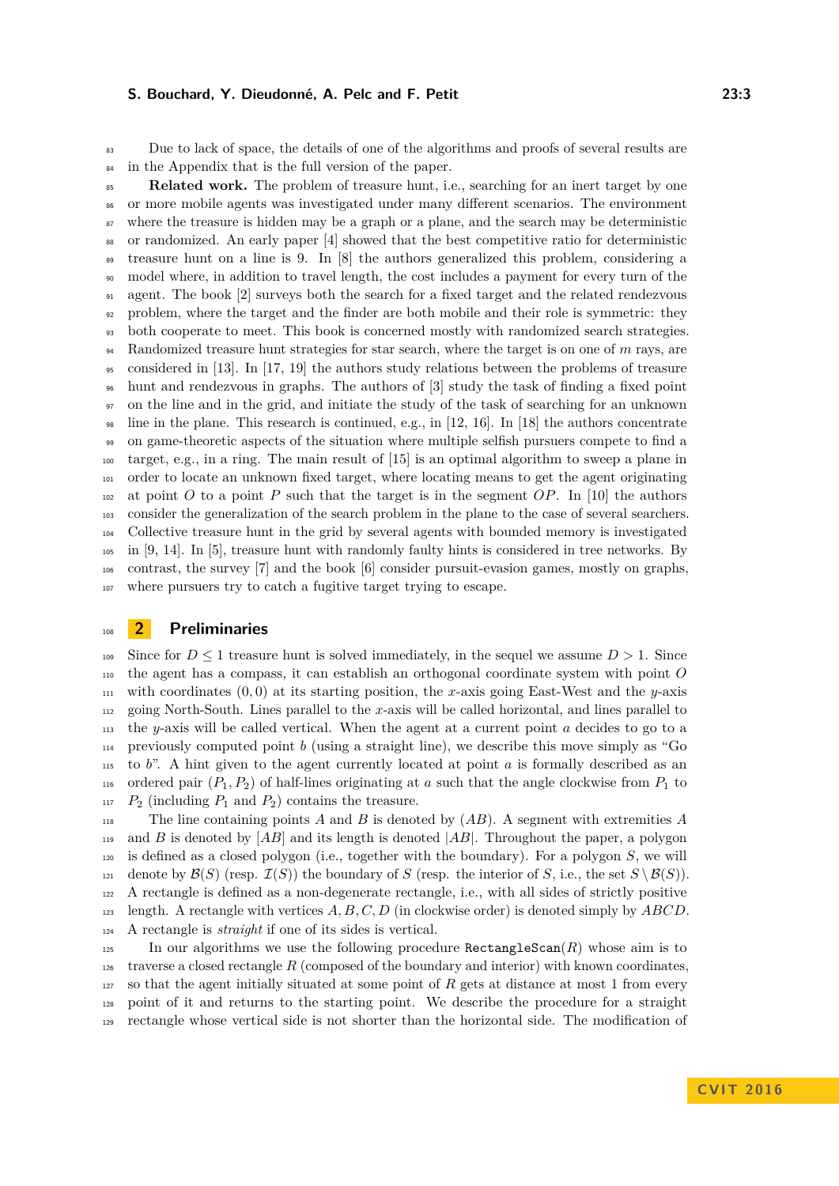Due to lack of space, the details of one of the algorithms and proofs of several results are in the Appendix that is the full version of the paper.

**Related work.** The problem of treasure hunt, i.e., searching for an inert target by one or more mobile agents was investigated under many different scenarios. The environment where the treasure is hidden may be a graph or a plane, and the search may be deterministic or randomized. An early paper [4] showed that the best competitive ratio for deterministic treasure hunt on a line is 9. In [8] the authors generalized this problem, considering a model where, in addition to travel length, the cost includes a payment for every turn of the agent. The book [2] surveys both the search for a fixed target and the related rendezvous problem, where the target and the finder are both mobile and their role is symmetric: they both cooperate to meet. This book is concerned mostly with randomized search strategies. Randomized treasure hunt strategies for star search, where the target is on one of $m$ rays, are considered in [13]. In [17, 19] the authors study relations between the problems of treasure hunt and rendezvous in graphs. The authors of [3] study the task of finding a fixed point on the line and in the grid, and initiate the study of the task of searching for an unknown line in the plane. This research is continued, e.g., in [12, 16]. In [18] the authors concentrate on game-theoretic aspects of the situation where multiple selfish pursuers compete to find a target, e.g., in a ring. The main result of [15] is an optimal algorithm to sweep a plane in order to locate an unknown fixed target, where locating means to get the agent originating at point $O$ to a point $P$ such that the target is in the segment $OP$. In [10] the authors consider the generalization of the search problem in the plane to the case of several searchers. Collective treasure hunt in the grid by several agents with bounded memory is investigated in [9, 14]. In [5], treasure hunt with randomly faulty hints is considered in tree networks. By contrast, the survey [7] and the book [6] consider pursuit-evasion games, mostly on graphs, where pursuers try to catch a fugitive target trying to escape.

## 2 Preliminaries

Since for $D \leq 1$ treasure hunt is solved immediately, in the sequel we assume $D > 1$. Since the agent has a compass, it can establish an orthogonal coordinate system with point $O$ with coordinates $(0, 0)$ at its starting position, the $x$-axis going East-West and the $y$-axis going North-South. Lines parallel to the $x$-axis will be called horizontal, and lines parallel to the $y$-axis will be called vertical. When the agent at a current point $a$ decides to go to a previously computed point $b$ (using a straight line), we describe this move simply as "Go to $b$". A hint given to the agent currently located at point $a$ is formally described as an ordered pair $(P_1, P_2)$ of half-lines originating at $a$ such that the angle clockwise from $P_1$ to $P_2$ (including $P_1$ and $P_2$) contains the treasure.

The line containing points $A$ and $B$ is denoted by $(AB)$. A segment with extremities $A$ and $B$ is denoted by $[AB]$ and its length is denoted $|AB|$. Throughout the paper, a polygon is defined as a closed polygon (i.e., together with the boundary). For a polygon $S$, we will denote by $\mathcal{B}(S)$ (resp. $\mathcal{I}(S)$) the boundary of $S$ (resp. the interior of $S$, i.e., the set $S \setminus \mathcal{B}(S)$). A rectangle is defined as a non-degenerate rectangle, i.e., with all sides of strictly positive length. A rectangle with vertices $A, B, C, D$ (in clockwise order) is denoted simply by $ABCD$. A rectangle is *straight* if one of its sides is vertical.

In our algorithms we use the following procedure `RectangleScan`$(R)$ whose aim is to traverse a closed rectangle $R$ (composed of the boundary and interior) with known coordinates, so that the agent initially situated at some point of $R$ gets at distance at most 1 from every point of it and returns to the starting point. We describe the procedure for a straight rectangle whose vertical side is not shorter than the horizontal side. The modification of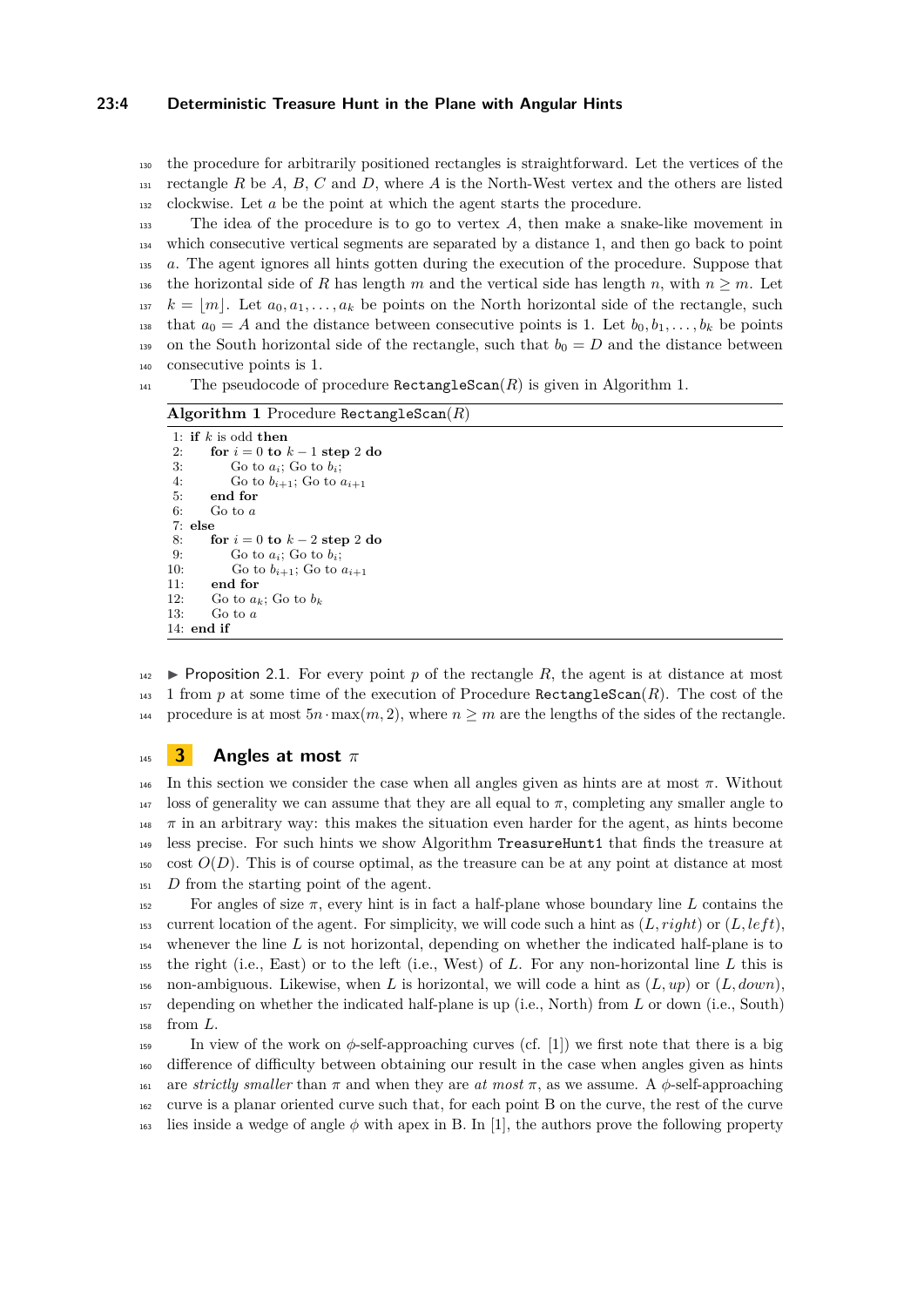the procedure for arbitrarily positioned rectangles is straightforward. Let the vertices of the rectangle $R$ be $A$, $B$, $C$ and $D$, where $A$ is the North-West vertex and the others are listed clockwise. Let $a$ be the point at which the agent starts the procedure.

The idea of the procedure is to go to vertex $A$, then make a snake-like movement in which consecutive vertical segments are separated by a distance 1, and then go back to point $a$. The agent ignores all hints gotten during the execution of the procedure. Suppose that the horizontal side of $R$ has length $m$ and the vertical side has length $n$, with $n \geq m$. Let $k = \lfloor m \rfloor$. Let $a_0, a_1, \ldots, a_k$ be points on the North horizontal side of the rectangle, such that $a_0 = A$ and the distance between consecutive points is 1. Let $b_0, b_1, \ldots, b_k$ be points on the South horizontal side of the rectangle, such that $b_0 = D$ and the distance between consecutive points is 1.

The pseudocode of procedure `RectangleScan`$(R)$ is given in Algorithm 1.

**Algorithm 1** Procedure `RectangleScan`$(R)$

```
1: if k is odd then
2:     for i = 0 to k − 1 step 2 do
3:         Go to a_i; Go to b_i;
4:         Go to b_{i+1}; Go to a_{i+1}
5:     end for
6:     Go to a
7: else
8:     for i = 0 to k − 2 step 2 do
9:         Go to a_i; Go to b_i;
10:        Go to b_{i+1}; Go to a_{i+1}
11:    end for
12:    Go to a_k; Go to b_k
13:    Go to a
14: end if
```

▶ Proposition 2.1. *For every point $p$ of the rectangle $R$, the agent is at distance at most 1 from $p$ at some time of the execution of Procedure `RectangleScan`$(R)$. The cost of the procedure is at most $5n \cdot \max(m, 2)$, where $n \geq m$ are the lengths of the sides of the rectangle.*

## 3 Angles at most $\pi$

In this section we consider the case when all angles given as hints are at most $\pi$. Without loss of generality we can assume that they are all equal to $\pi$, completing any smaller angle to $\pi$ in an arbitrary way: this makes the situation even harder for the agent, as hints become less precise. For such hints we show Algorithm `TreasureHunt1` that finds the treasure at cost $O(D)$. This is of course optimal, as the treasure can be at any point at distance at most $D$ from the starting point of the agent.

For angles of size $\pi$, every hint is in fact a half-plane whose boundary line $L$ contains the current location of the agent. For simplicity, we will code such a hint as $(L, right)$ or $(L, left)$, whenever the line $L$ is not horizontal, depending on whether the indicated half-plane is to the right (i.e., East) or to the left (i.e., West) of $L$. For any non-horizontal line $L$ this is non-ambiguous. Likewise, when $L$ is horizontal, we will code a hint as $(L, up)$ or $(L, down)$, depending on whether the indicated half-plane is up (i.e., North) from $L$ or down (i.e., South) from $L$.

In view of the work on $\phi$-self-approaching curves (cf. [1]) we first note that there is a big difference of difficulty between obtaining our result in the case when angles given as hints are *strictly smaller* than $\pi$ and when they are *at most* $\pi$, as we assume. A $\phi$-self-approaching curve is a planar oriented curve such that, for each point B on the curve, the rest of the curve lies inside a wedge of angle $\phi$ with apex in B. In [1], the authors prove the following property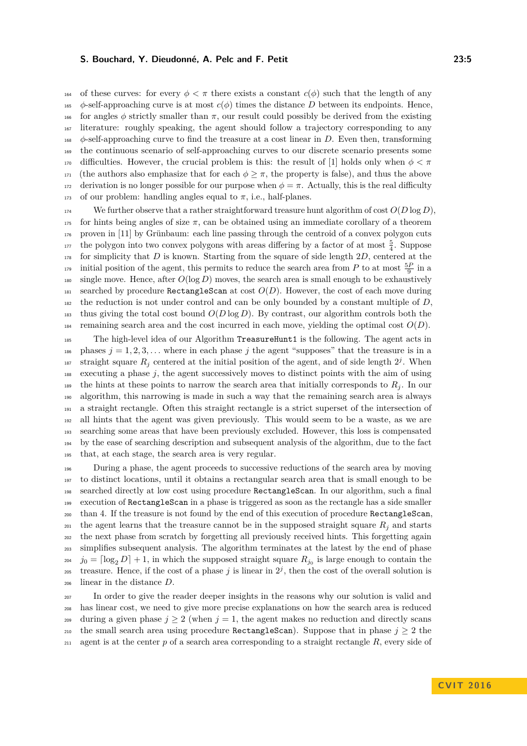of these curves: for every $\phi < \pi$ there exists a constant $c(\phi)$ such that the length of any $\phi$-self-approaching curve is at most $c(\phi)$ times the distance $D$ between its endpoints. Hence, for angles $\phi$ strictly smaller than $\pi$, our result could possibly be derived from the existing literature: roughly speaking, the agent should follow a trajectory corresponding to any $\phi$-self-approaching curve to find the treasure at a cost linear in $D$. Even then, transforming the continuous scenario of self-approaching curves to our discrete scenario presents some difficulties. However, the crucial problem is this: the result of [1] holds only when $\phi < \pi$ (the authors also emphasize that for each $\phi \geq \pi$, the property is false), and thus the above derivation is no longer possible for our purpose when $\phi = \pi$. Actually, this is the real difficulty of our problem: handling angles equal to $\pi$, i.e., half-planes.

We further observe that a rather straightforward treasure hunt algorithm of cost $O(D \log D)$, for hints being angles of size $\pi$, can be obtained using an immediate corollary of a theorem proven in [11] by Grünbaum: each line passing through the centroid of a convex polygon cuts the polygon into two convex polygons with areas differing by a factor of at most $\frac{5}{4}$. Suppose for simplicity that $D$ is known. Starting from the square of side length $2D$, centered at the initial position of the agent, this permits to reduce the search area from $P$ to at most $\frac{5P}{9}$ in a single move. Hence, after $O(\log D)$ moves, the search area is small enough to be exhaustively searched by procedure RectangleScan at cost $O(D)$. However, the cost of each move during the reduction is not under control and can be only bounded by a constant multiple of $D$, thus giving the total cost bound $O(D \log D)$. By contrast, our algorithm controls both the remaining search area and the cost incurred in each move, yielding the optimal cost $O(D)$.

The high-level idea of our Algorithm TreasureHunt1 is the following. The agent acts in phases $j = 1, 2, 3, \ldots$ where in each phase $j$ the agent "supposes" that the treasure is in a straight square $R_j$ centered at the initial position of the agent, and of side length $2^j$. When executing a phase $j$, the agent successively moves to distinct points with the aim of using the hints at these points to narrow the search area that initially corresponds to $R_j$. In our algorithm, this narrowing is made in such a way that the remaining search area is always a straight rectangle. Often this straight rectangle is a strict superset of the intersection of all hints that the agent was given previously. This would seem to be a waste, as we are searching some areas that have been previously excluded. However, this loss is compensated by the ease of searching description and subsequent analysis of the algorithm, due to the fact that, at each stage, the search area is very regular.

During a phase, the agent proceeds to successive reductions of the search area by moving to distinct locations, until it obtains a rectangular search area that is small enough to be searched directly at low cost using procedure RectangleScan. In our algorithm, such a final execution of RectangleScan in a phase is triggered as soon as the rectangle has a side smaller than 4. If the treasure is not found by the end of this execution of procedure RectangleScan, the agent learns that the treasure cannot be in the supposed straight square $R_j$ and starts the next phase from scratch by forgetting all previously received hints. This forgetting again simplifies subsequent analysis. The algorithm terminates at the latest by the end of phase $j_0 = \lceil \log_2 D \rceil + 1$, in which the supposed straight square $R_{j_0}$ is large enough to contain the treasure. Hence, if the cost of a phase $j$ is linear in $2^j$, then the cost of the overall solution is linear in the distance $D$.

In order to give the reader deeper insights in the reasons why our solution is valid and has linear cost, we need to give more precise explanations on how the search area is reduced during a given phase $j \geq 2$ (when $j = 1$, the agent makes no reduction and directly scans the small search area using procedure RectangleScan). Suppose that in phase $j \geq 2$ the agent is at the center $p$ of a search area corresponding to a straight rectangle $R$, every side of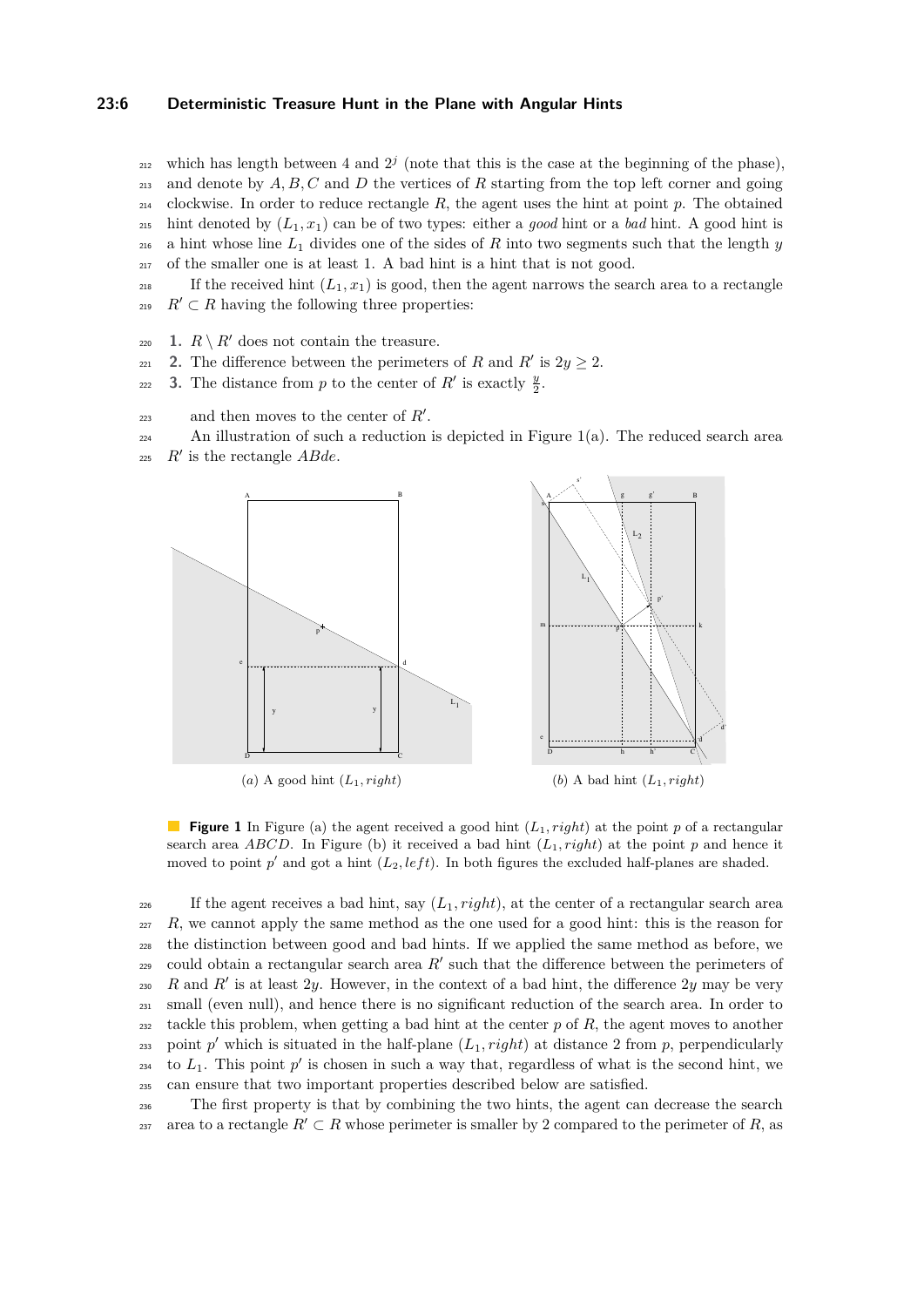which has length between 4 and $2^j$ (note that this is the case at the beginning of the phase), and denote by $A, B, C$ and $D$ the vertices of $R$ starting from the top left corner and going clockwise. In order to reduce rectangle $R$, the agent uses the hint at point $p$. The obtained hint denoted by $(L_1, x_1)$ can be of two types: either a *good* hint or a *bad* hint. A good hint is a hint whose line $L_1$ divides one of the sides of $R$ into two segments such that the length $y$ of the smaller one is at least 1. A bad hint is a hint that is not good.

If the received hint $(L_1, x_1)$ is good, then the agent narrows the search area to a rectangle $R' \subset R$ having the following three properties:

1. $R \setminus R'$ does not contain the treasure.
2. The difference between the perimeters of $R$ and $R'$ is $2y \geq 2$.
3. The distance from $p$ to the center of $R'$ is exactly $\frac{y}{2}$.

and then moves to the center of $R'$.

An illustration of such a reduction is depicted in Figure 1(a). The reduced search area $R'$ is the rectangle $ABde$.

(*a*) A good hint $(L_1, right)$

(*b*) A bad hint $(L_1, right)$

**Figure 1** In Figure (a) the agent received a good hint $(L_1, right)$ at the point $p$ of a rectangular search area $ABCD$. In Figure (b) it received a bad hint $(L_1, right)$ at the point $p$ and hence it moved to point $p'$ and got a hint $(L_2, left)$. In both figures the excluded half-planes are shaded.

If the agent receives a bad hint, say $(L_1, right)$, at the center of a rectangular search area $R$, we cannot apply the same method as the one used for a good hint: this is the reason for the distinction between good and bad hints. If we applied the same method as before, we could obtain a rectangular search area $R'$ such that the difference between the perimeters of $R$ and $R'$ is at least $2y$. However, in the context of a bad hint, the difference $2y$ may be very small (even null), and hence there is no significant reduction of the search area. In order to tackle this problem, when getting a bad hint at the center $p$ of $R$, the agent moves to another point $p'$ which is situated in the half-plane $(L_1, right)$ at distance 2 from $p$, perpendicularly to $L_1$. This point $p'$ is chosen in such a way that, regardless of what is the second hint, we can ensure that two important properties described below are satisfied.

The first property is that by combining the two hints, the agent can decrease the search area to a rectangle $R' \subset R$ whose perimeter is smaller by 2 compared to the perimeter of $R$, as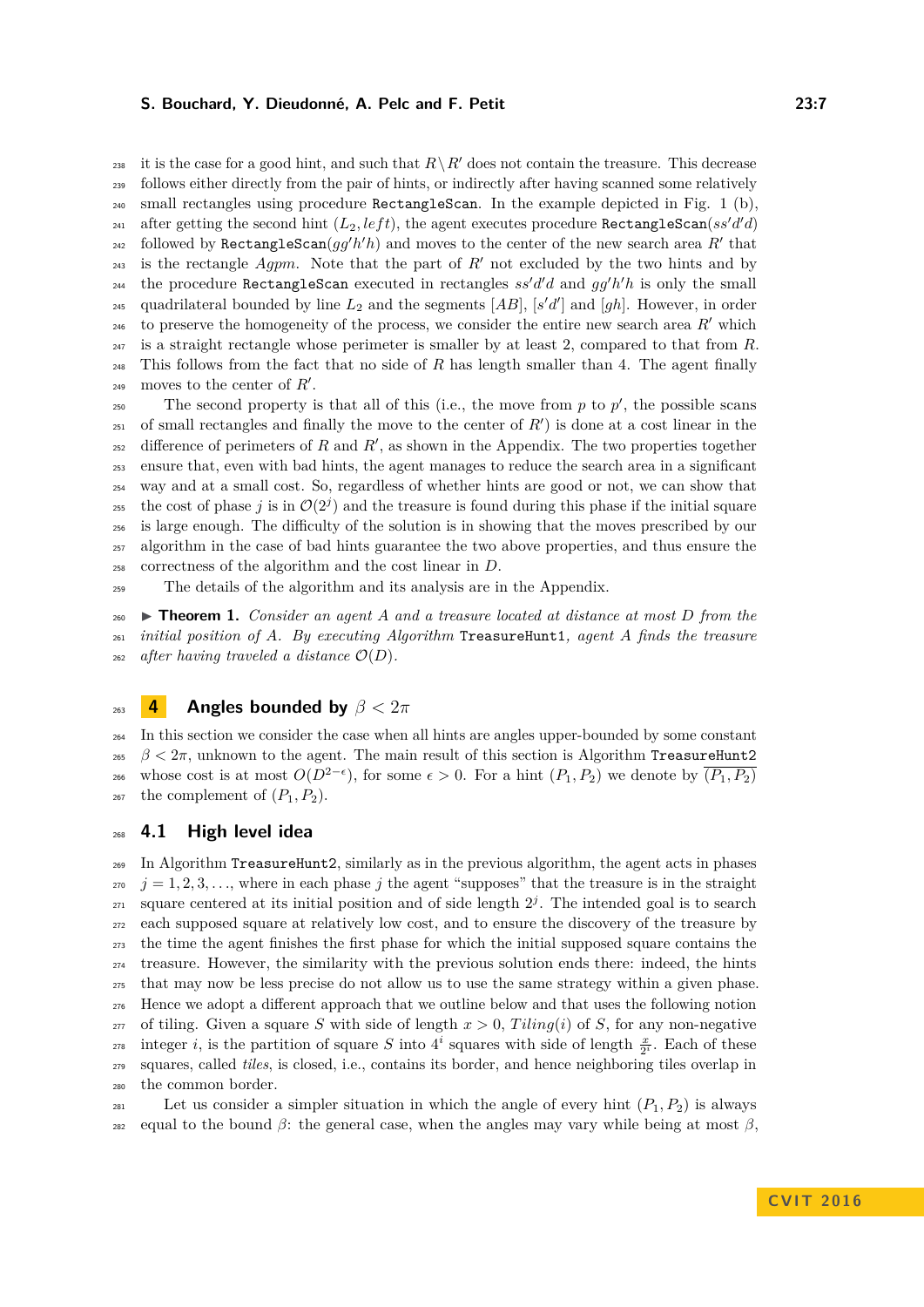it is the case for a good hint, and such that $R \setminus R'$ does not contain the treasure. This decrease follows either directly from the pair of hints, or indirectly after having scanned some relatively small rectangles using procedure `RectangleScan`. In the example depicted in Fig. 1 (b), after getting the second hint $(L_2, left)$, the agent executes procedure `RectangleScan`$(ss'd'd)$ followed by `RectangleScan`$(gg'h'h)$ and moves to the center of the new search area $R'$ that is the rectangle $Agpm$. Note that the part of $R'$ not excluded by the two hints and by the procedure `RectangleScan` executed in rectangles $ss'd'd$ and $gg'h'h$ is only the small quadrilateral bounded by line $L_2$ and the segments $[AB]$, $[s'd']$ and $[gh]$. However, in order to preserve the homogeneity of the process, we consider the entire new search area $R'$ which is a straight rectangle whose perimeter is smaller by at least 2, compared to that from $R$. This follows from the fact that no side of $R$ has length smaller than 4. The agent finally moves to the center of $R'$.

The second property is that all of this (i.e., the move from $p$ to $p'$, the possible scans of small rectangles and finally the move to the center of $R'$) is done at a cost linear in the difference of perimeters of $R$ and $R'$, as shown in the Appendix. The two properties together ensure that, even with bad hints, the agent manages to reduce the search area in a significant way and at a small cost. So, regardless of whether hints are good or not, we can show that the cost of phase $j$ is in $\mathcal{O}(2^j)$ and the treasure is found during this phase if the initial square is large enough. The difficulty of the solution is in showing that the moves prescribed by our algorithm in the case of bad hints guarantee the two above properties, and thus ensure the correctness of the algorithm and the cost linear in $D$.

The details of the algorithm and its analysis are in the Appendix.

▶ **Theorem 1.** *Consider an agent $A$ and a treasure located at distance at most $D$ from the initial position of $A$. By executing Algorithm* `TreasureHunt1`*, agent $A$ finds the treasure after having traveled a distance $\mathcal{O}(D)$.*

## 4 Angles bounded by $\beta < 2\pi$

In this section we consider the case when all hints are angles upper-bounded by some constant $\beta < 2\pi$, unknown to the agent. The main result of this section is Algorithm `TreasureHunt2` whose cost is at most $O(D^{2-\epsilon})$, for some $\epsilon > 0$. For a hint $(P_1, P_2)$ we denote by $\overline{(P_1, P_2)}$ the complement of $(P_1, P_2)$.

### 4.1 High level idea

In Algorithm `TreasureHunt2`, similarly as in the previous algorithm, the agent acts in phases $j = 1, 2, 3, \ldots$, where in each phase $j$ the agent "supposes" that the treasure is in the straight square centered at its initial position and of side length $2^j$. The intended goal is to search each supposed square at relatively low cost, and to ensure the discovery of the treasure by the time the agent finishes the first phase for which the initial supposed square contains the treasure. However, the similarity with the previous solution ends there: indeed, the hints that may now be less precise do not allow us to use the same strategy within a given phase. Hence we adopt a different approach that we outline below and that uses the following notion of tiling. Given a square $S$ with side of length $x > 0$, $Tiling(i)$ of $S$, for any non-negative integer $i$, is the partition of square $S$ into $4^i$ squares with side of length $\frac{x}{2^i}$. Each of these squares, called *tiles*, is closed, i.e., contains its border, and hence neighboring tiles overlap in the common border.

Let us consider a simpler situation in which the angle of every hint $(P_1, P_2)$ is always equal to the bound $\beta$: the general case, when the angles may vary while being at most $\beta$,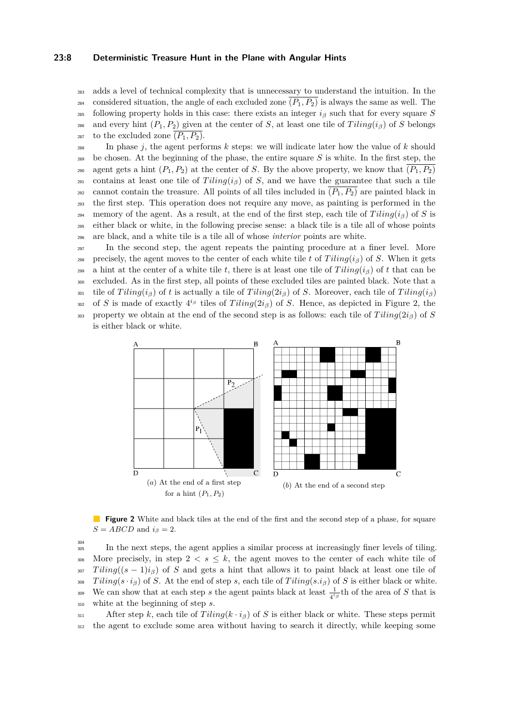adds a level of technical complexity that is unnecessary to understand the intuition. In the considered situation, the angle of each excluded zone $\overline{(P_1, P_2)}$ is always the same as well. The following property holds in this case: there exists an integer $i_\beta$ such that for every square $S$ and every hint $(P_1, P_2)$ given at the center of $S$, at least one tile of $Tiling(i_\beta)$ of $S$ belongs to the excluded zone $\overline{(P_1, P_2)}$.

In phase $j$, the agent performs $k$ steps: we will indicate later how the value of $k$ should be chosen. At the beginning of the phase, the entire square $S$ is white. In the first step, the agent gets a hint $(P_1, P_2)$ at the center of $S$. By the above property, we know that $\overline{(P_1, P_2)}$ contains at least one tile of $Tiling(i_\beta)$ of $S$, and we have the guarantee that such a tile cannot contain the treasure. All points of all tiles included in $\overline{(P_1, P_2)}$ are painted black in the first step. This operation does not require any move, as painting is performed in the memory of the agent. As a result, at the end of the first step, each tile of $Tiling(i_\beta)$ of $S$ is either black or white, in the following precise sense: a black tile is a tile all of whose points are black, and a white tile is a tile all of whose *interior* points are white.

In the second step, the agent repeats the painting procedure at a finer level. More precisely, the agent moves to the center of each white tile $t$ of $Tiling(i_\beta)$ of $S$. When it gets a hint at the center of a white tile $t$, there is at least one tile of $Tiling(i_\beta)$ of $t$ that can be excluded. As in the first step, all points of these excluded tiles are painted black. Note that a tile of $Tiling(i_\beta)$ of $t$ is actually a tile of $Tiling(2i_\beta)$ of $S$. Moreover, each tile of $Tiling(i_\beta)$ of $S$ is made of exactly $4^{i_\beta}$ tiles of $Tiling(2i_\beta)$ of $S$. Hence, as depicted in Figure 2, the property we obtain at the end of the second step is as follows: each tile of $Tiling(2i_\beta)$ of $S$ is either black or white.

(a) At the end of a first step for a hint $(P_1, P_2)$

(b) At the end of a second step

**Figure 2** White and black tiles at the end of the first and the second step of a phase, for square $S = ABCD$ and $i_\beta = 2$.

In the next steps, the agent applies a similar process at increasingly finer levels of tiling. More precisely, in step $2 < s \leq k$, the agent moves to the center of each white tile of $Tiling((s-1)i_\beta)$ of $S$ and gets a hint that allows it to paint black at least one tile of $Tiling(s \cdot i_\beta)$ of $S$. At the end of step $s$, each tile of $Tiling(s.i_\beta)$ of $S$ is either black or white. We can show that at each step $s$ the agent paints black at least $\frac{1}{4^{i_\beta}}$th of the area of $S$ that is white at the beginning of step $s$.

After step $k$, each tile of $Tiling(k \cdot i_\beta)$ of $S$ is either black or white. These steps permit the agent to exclude some area without having to search it directly, while keeping some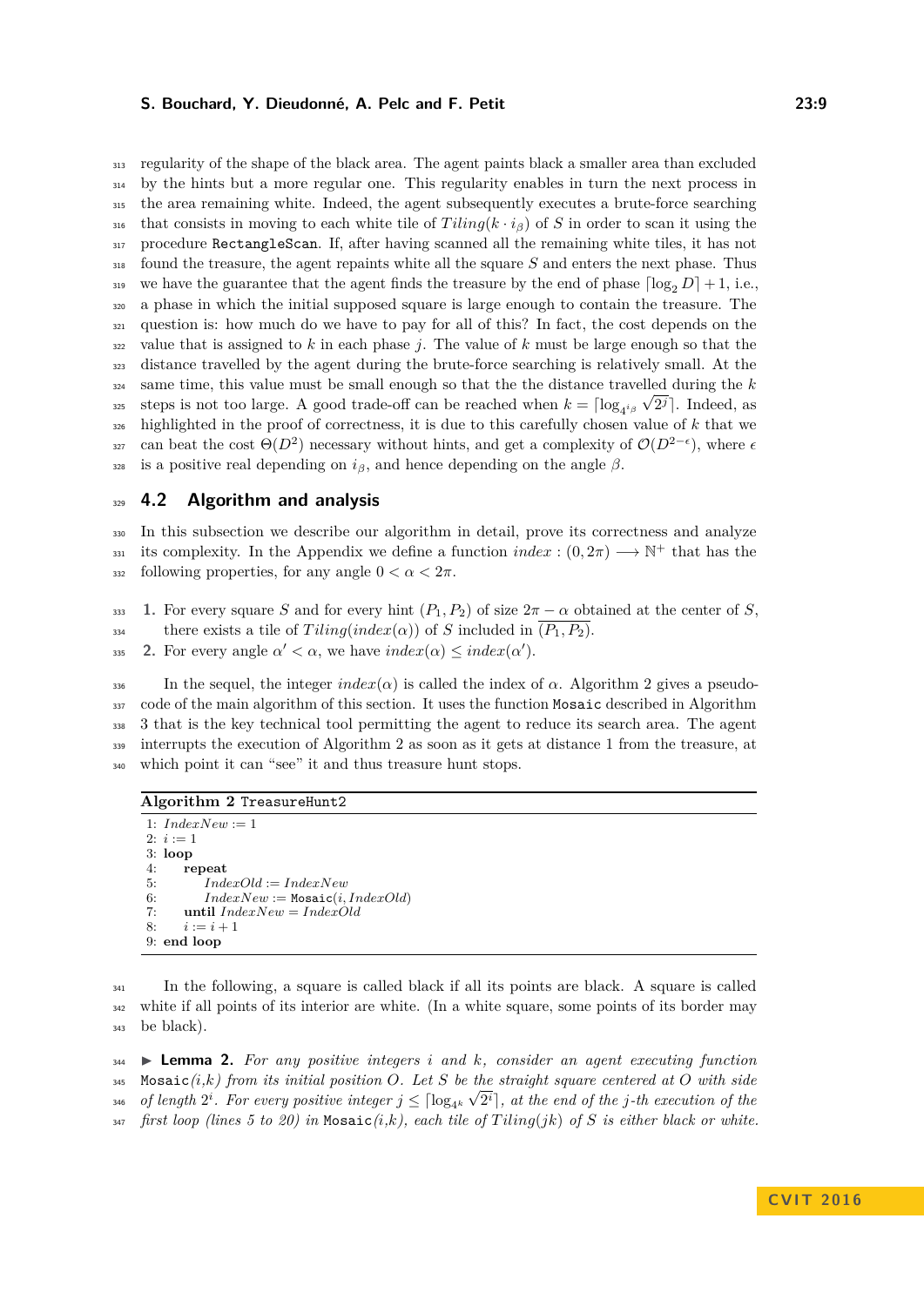regularity of the shape of the black area. The agent paints black a smaller area than excluded by the hints but a more regular one. This regularity enables in turn the next process in the area remaining white. Indeed, the agent subsequently executes a brute-force searching that consists in moving to each white tile of $Tiling(k \cdot i_\beta)$ of $S$ in order to scan it using the procedure RectangleScan. If, after having scanned all the remaining white tiles, it has not found the treasure, the agent repaints white all the square $S$ and enters the next phase. Thus we have the guarantee that the agent finds the treasure by the end of phase $\lceil \log_2 D \rceil + 1$, i.e., a phase in which the initial supposed square is large enough to contain the treasure. The question is: how much do we have to pay for all of this? In fact, the cost depends on the value that is assigned to $k$ in each phase $j$. The value of $k$ must be large enough so that the distance travelled by the agent during the brute-force searching is relatively small. At the same time, this value must be small enough so that the the distance travelled during the $k$ steps is not too large. A good trade-off can be reached when $k = \lceil \log_{4^{i_\beta}} \sqrt{2^j} \rceil$. Indeed, as highlighted in the proof of correctness, it is due to this carefully chosen value of $k$ that we can beat the cost $\Theta(D^2)$ necessary without hints, and get a complexity of $\mathcal{O}(D^{2-\epsilon})$, where $\epsilon$ is a positive real depending on $i_\beta$, and hence depending on the angle $\beta$.

## 4.2 Algorithm and analysis

In this subsection we describe our algorithm in detail, prove its correctness and analyze its complexity. In the Appendix we define a function $index : (0, 2\pi) \longrightarrow \mathbb{N}^+$ that has the following properties, for any angle $0 < \alpha < 2\pi$.

1. For every square $S$ and for every hint $(P_1, P_2)$ of size $2\pi - \alpha$ obtained at the center of $S$, there exists a tile of $Tiling(index(\alpha))$ of $S$ included in $\overline{(P_1, P_2)}$.
2. For every angle $\alpha' < \alpha$, we have $index(\alpha) \leq index(\alpha')$.

In the sequel, the integer $index(\alpha)$ is called the index of $\alpha$. Algorithm 2 gives a pseudo-code of the main algorithm of this section. It uses the function Mosaic described in Algorithm 3 that is the key technical tool permitting the agent to reduce its search area. The agent interrupts the execution of Algorithm 2 as soon as it gets at distance 1 from the treasure, at which point it can "see" it and thus treasure hunt stops.

**Algorithm 2** TreasureHunt2

```
1: IndexNew := 1
2: i := 1
3: loop
4:     repeat
5:         IndexOld := IndexNew
6:         IndexNew := Mosaic(i, IndexOld)
7:     until IndexNew = IndexOld
8:     i := i + 1
9: end loop
```

In the following, a square is called black if all its points are black. A square is called white if all points of its interior are white. (In a white square, some points of its border may be black).

▶ **Lemma 2.** *For any positive integers $i$ and $k$, consider an agent executing function* Mosaic*$(i,k)$ from its initial position $O$. Let $S$ be the straight square centered at $O$ with side of length $2^i$. For every positive integer $j \leq \lceil \log_{4^k} \sqrt{2^i} \rceil$, at the end of the $j$-th execution of the first loop (lines 5 to 20) in* Mosaic*$(i,k)$, each tile of $Tiling(jk)$ of $S$ is either black or white.*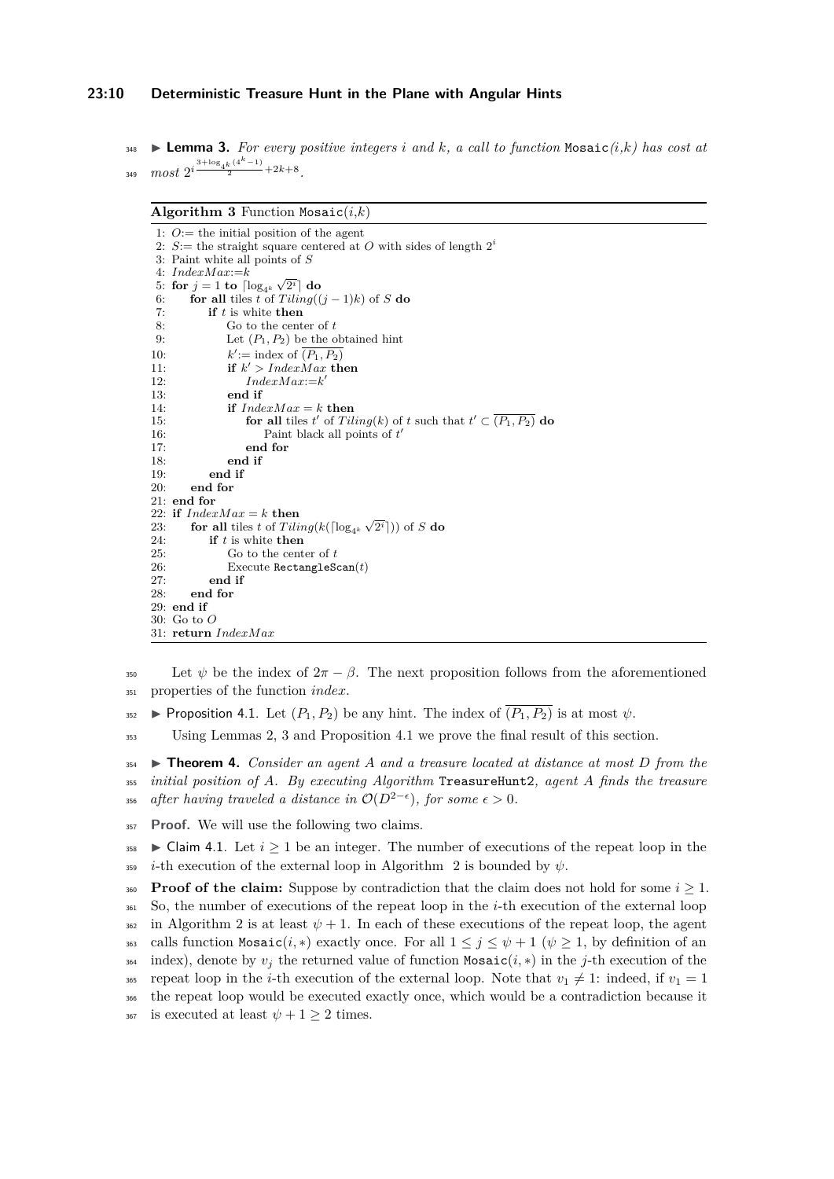▶ **Lemma 3.** *For every positive integers $i$ and $k$, a call to function* `Mosaic`*($i$,$k$) has cost at most* $2^{i\frac{3+\log_{4^k}(4^k-1)}{2}+2k+8}$.

**Algorithm 3** Function `Mosaic`($i$,$k$)

```
1: O:= the initial position of the agent
2: S:= the straight square centered at O with sides of length 2^i
3: Paint white all points of S
4: IndexMax:=k
5: for j = 1 to ⌈log_{4^k} √(2^i)⌉ do
6:     for all tiles t of Tiling((j − 1)k) of S do
7:         if t is white then
8:             Go to the center of t
9:             Let (P1, P2) be the obtained hint
10:            k′:= index of (P1, P2)‾
11:            if k′ > IndexMax then
12:                IndexMax:=k′
13:            end if
14:            if IndexMax = k then
15:                for all tiles t′ of Tiling(k) of t such that t′ ⊂ (P1, P2)‾ do
16:                    Paint black all points of t′
17:                end for
18:            end if
19:        end if
20:    end for
21: end for
22: if IndexMax = k then
23:    for all tiles t of Tiling(k(⌈log_{4^k} √(2^i)⌉)) of S do
24:        if t is white then
25:            Go to the center of t
26:            Execute RectangleScan(t)
27:        end if
28:    end for
29: end if
30: Go to O
31: return IndexMax
```

Let $\psi$ be the index of $2\pi - \beta$. The next proposition follows from the aforementioned properties of the function *index*.

▶ Proposition 4.1. Let $(P_1, P_2)$ be any hint. The index of $\overline{(P_1, P_2)}$ is at most $\psi$.

Using Lemmas 2, 3 and Proposition 4.1 we prove the final result of this section.

▶ **Theorem 4.** *Consider an agent $A$ and a treasure located at distance at most $D$ from the initial position of $A$. By executing Algorithm* `TreasureHunt2`*, agent $A$ finds the treasure after having traveled a distance in $\mathcal{O}(D^{2-\epsilon})$, for some $\epsilon > 0$.*

**Proof.** We will use the following two claims.

▶ Claim 4.1. Let $i \geq 1$ be an integer. The number of executions of the repeat loop in the $i$-th execution of the external loop in Algorithm 2 is bounded by $\psi$.

**Proof of the claim:** Suppose by contradiction that the claim does not hold for some $i \geq 1$. So, the number of executions of the repeat loop in the $i$-th execution of the external loop in Algorithm 2 is at least $\psi + 1$. In each of these executions of the repeat loop, the agent calls function `Mosaic`($i, *$) exactly once. For all $1 \leq j \leq \psi + 1$ ($\psi \geq 1$, by definition of an index), denote by $v_j$ the returned value of function `Mosaic`($i, *$) in the $j$-th execution of the repeat loop in the $i$-th execution of the external loop. Note that $v_1 \neq 1$: indeed, if $v_1 = 1$ the repeat loop would be executed exactly once, which would be a contradiction because it is executed at least $\psi + 1 \geq 2$ times.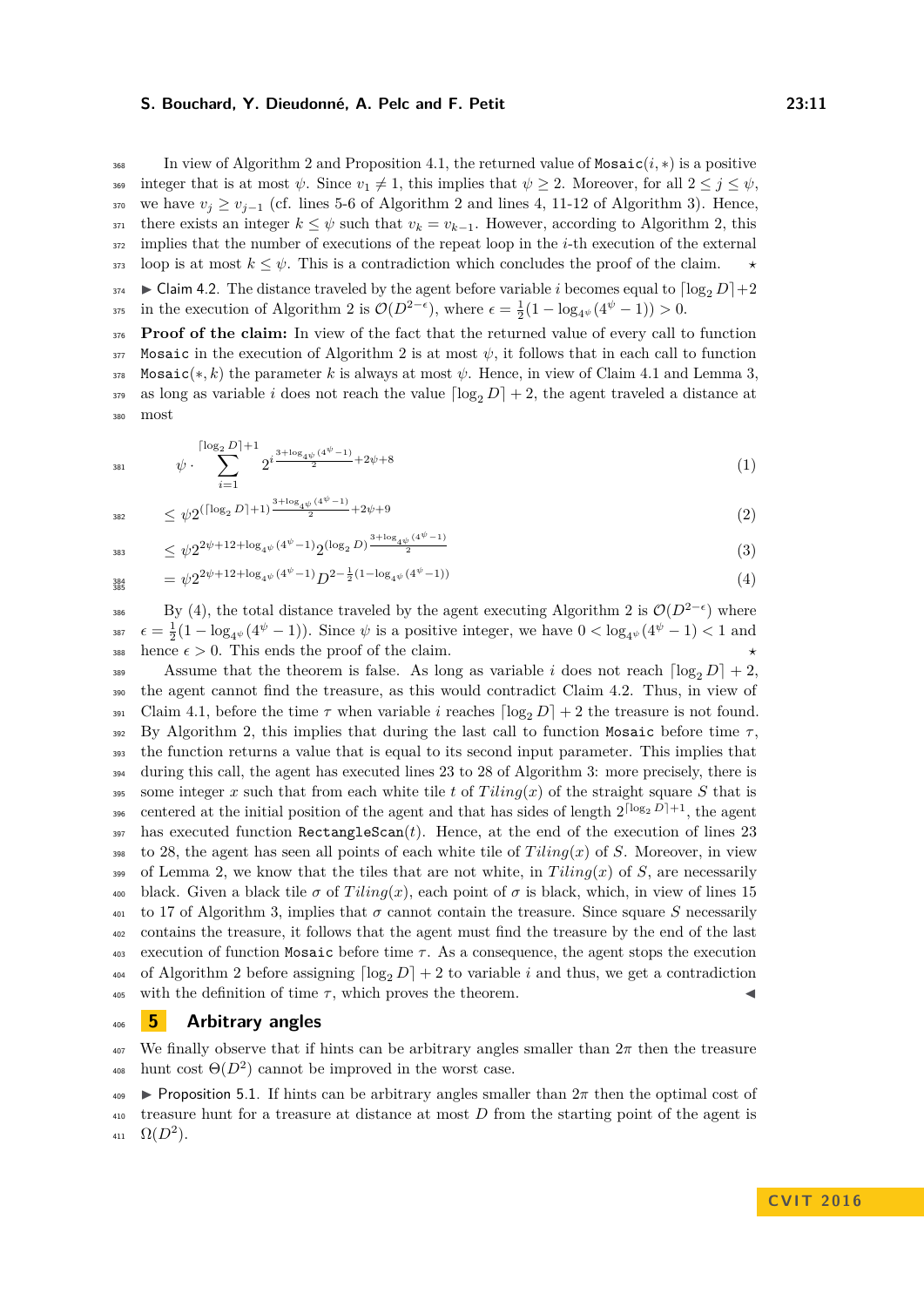In view of Algorithm 2 and Proposition 4.1, the returned value of `Mosaic`$(i, *)$ is a positive integer that is at most $\psi$. Since $v_1 \neq 1$, this implies that $\psi \geq 2$. Moreover, for all $2 \leq j \leq \psi$, we have $v_j \geq v_{j-1}$ (cf. lines 5-6 of Algorithm 2 and lines 4, 11-12 of Algorithm 3). Hence, there exists an integer $k \leq \psi$ such that $v_k = v_{k-1}$. However, according to Algorithm 2, this implies that the number of executions of the repeat loop in the $i$-th execution of the external loop is at most $k \leq \psi$. This is a contradiction which concludes the proof of the claim. ⋆

▶ Claim 4.2. The distance traveled by the agent before variable $i$ becomes equal to $\lceil \log_2 D \rceil + 2$ in the execution of Algorithm 2 is $\mathcal{O}(D^{2-\epsilon})$, where $\epsilon = \frac{1}{2}(1 - \log_{4^\psi}(4^\psi - 1)) > 0$.

**Proof of the claim:** In view of the fact that the returned value of every call to function `Mosaic` in the execution of Algorithm 2 is at most $\psi$, it follows that in each call to function `Mosaic`$(*, k)$ the parameter $k$ is always at most $\psi$. Hence, in view of Claim 4.1 and Lemma 3, as long as variable $i$ does not reach the value $\lceil \log_2 D \rceil + 2$, the agent traveled a distance at most

$$\psi \cdot \sum_{i=1}^{\lceil \log_2 D \rceil + 1} 2^{i \frac{3+\log_{4^\psi}(4^\psi - 1)}{2} + 2\psi + 8} \tag{1}$$

$$\leq \psi 2^{(\lceil \log_2 D \rceil + 1) \frac{3+\log_{4^\psi}(4^\psi - 1)}{2} + 2\psi + 9} \tag{2}$$

$$\leq \psi 2^{2\psi + 12 + \log_{4^\psi}(4^\psi - 1)} 2^{(\log_2 D) \frac{3+\log_{4^\psi}(4^\psi - 1)}{2}} \tag{3}$$

$$= \psi 2^{2\psi + 12 + \log_{4^\psi}(4^\psi - 1)} D^{2 - \frac{1}{2}(1 - \log_{4^\psi}(4^\psi - 1))} \tag{4}$$

By (4), the total distance traveled by the agent executing Algorithm 2 is $\mathcal{O}(D^{2-\epsilon})$ where $\epsilon = \frac{1}{2}(1 - \log_{4^\psi}(4^\psi - 1))$. Since $\psi$ is a positive integer, we have $0 < \log_{4^\psi}(4^\psi - 1) < 1$ and hence $\epsilon > 0$. This ends the proof of the claim. ⋆

Assume that the theorem is false. As long as variable $i$ does not reach $\lceil \log_2 D \rceil + 2$, the agent cannot find the treasure, as this would contradict Claim 4.2. Thus, in view of Claim 4.1, before the time $\tau$ when variable $i$ reaches $\lceil \log_2 D \rceil + 2$ the treasure is not found. By Algorithm 2, this implies that during the last call to function `Mosaic` before time $\tau$, the function returns a value that is equal to its second input parameter. This implies that during this call, the agent has executed lines 23 to 28 of Algorithm 3: more precisely, there is some integer $x$ such that from each white tile $t$ of $Tiling(x)$ of the straight square $S$ that is centered at the initial position of the agent and that has sides of length $2^{\lceil \log_2 D \rceil + 1}$, the agent has executed function `RectangleScan`$(t)$. Hence, at the end of the execution of lines 23 to 28, the agent has seen all points of each white tile of $Tiling(x)$ of $S$. Moreover, in view of Lemma 2, we know that the tiles that are not white, in $Tiling(x)$ of $S$, are necessarily black. Given a black tile $\sigma$ of $Tiling(x)$, each point of $\sigma$ is black, which, in view of lines 15 to 17 of Algorithm 3, implies that $\sigma$ cannot contain the treasure. Since square $S$ necessarily contains the treasure, it follows that the agent must find the treasure by the end of the last execution of function `Mosaic` before time $\tau$. As a consequence, the agent stops the execution of Algorithm 2 before assigning $\lceil \log_2 D \rceil + 2$ to variable $i$ and thus, we get a contradiction with the definition of time $\tau$, which proves the theorem. ◀

## 5 Arbitrary angles

We finally observe that if hints can be arbitrary angles smaller than $2\pi$ then the treasure hunt cost $\Theta(D^2)$ cannot be improved in the worst case.

▶ Proposition 5.1. If hints can be arbitrary angles smaller than $2\pi$ then the optimal cost of treasure hunt for a treasure at distance at most $D$ from the starting point of the agent is $\Omega(D^2)$.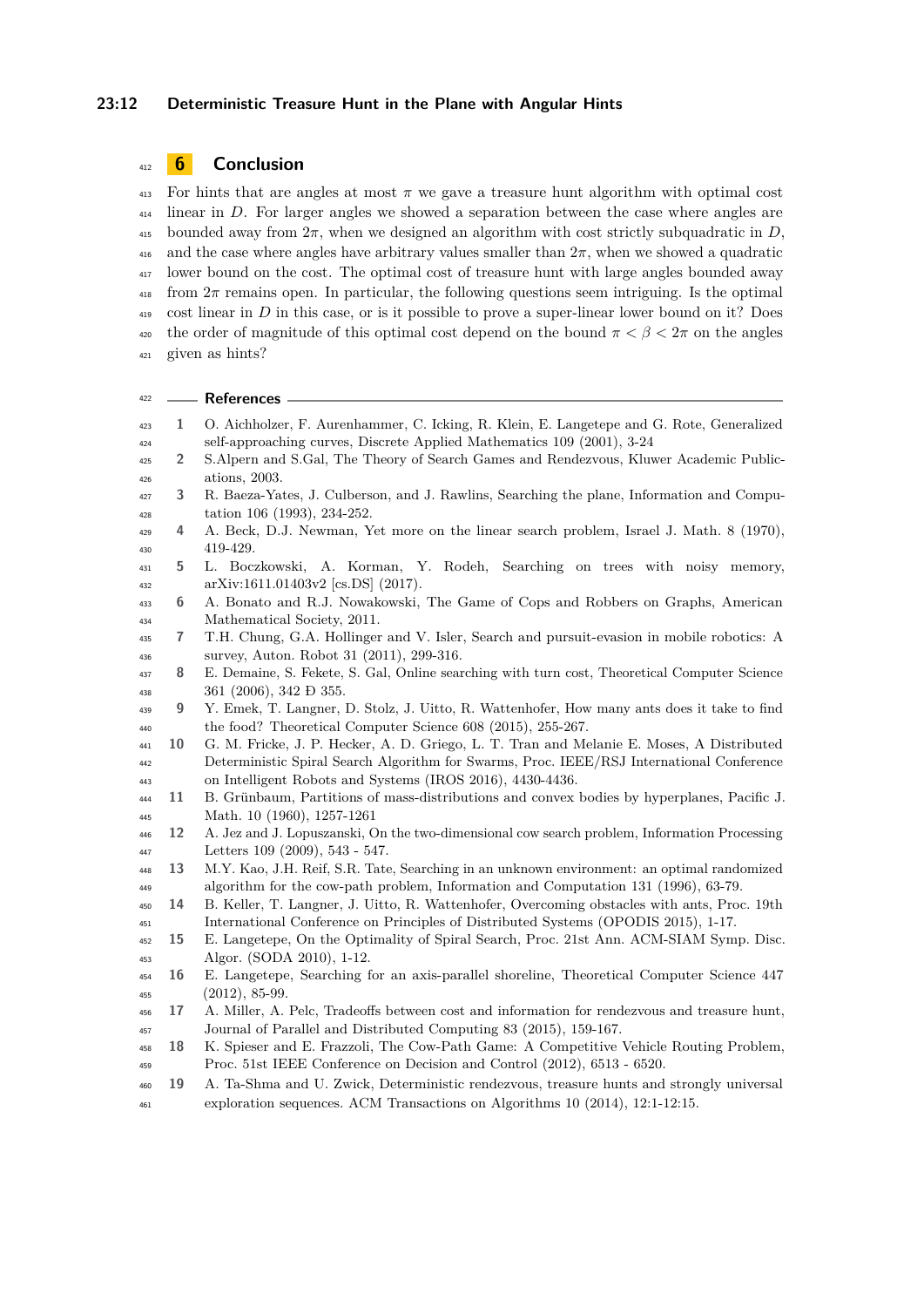## 6 Conclusion

For hints that are angles at most $\pi$ we gave a treasure hunt algorithm with optimal cost linear in $D$. For larger angles we showed a separation between the case where angles are bounded away from $2\pi$, when we designed an algorithm with cost strictly subquadratic in $D$, and the case where angles have arbitrary values smaller than $2\pi$, when we showed a quadratic lower bound on the cost. The optimal cost of treasure hunt with large angles bounded away from $2\pi$ remains open. In particular, the following questions seem intriguing. Is the optimal cost linear in $D$ in this case, or is it possible to prove a super-linear lower bound on it? Does the order of magnitude of this optimal cost depend on the bound $\pi < \beta < 2\pi$ on the angles given as hints?

## References

1. O. Aichholzer, F. Aurenhammer, C. Icking, R. Klein, E. Langetepe and G. Rote, Generalized self-approaching curves, Discrete Applied Mathematics 109 (2001), 3-24
2. S.Alpern and S.Gal, The Theory of Search Games and Rendezvous, Kluwer Academic Publications, 2003.
3. R. Baeza-Yates, J. Culberson, and J. Rawlins, Searching the plane, Information and Computation 106 (1993), 234-252.
4. A. Beck, D.J. Newman, Yet more on the linear search problem, Israel J. Math. 8 (1970), 419-429.
5. L. Boczkowski, A. Korman, Y. Rodeh, Searching on trees with noisy memory, arXiv:1611.01403v2 [cs.DS] (2017).
6. A. Bonato and R.J. Nowakowski, The Game of Cops and Robbers on Graphs, American Mathematical Society, 2011.
7. T.H. Chung, G.A. Hollinger and V. Isler, Search and pursuit-evasion in mobile robotics: A survey, Auton. Robot 31 (2011), 299-316.
8. E. Demaine, S. Fekete, S. Gal, Online searching with turn cost, Theoretical Computer Science 361 (2006), 342 Ð 355.
9. Y. Emek, T. Langner, D. Stolz, J. Uitto, R. Wattenhofer, How many ants does it take to find the food? Theoretical Computer Science 608 (2015), 255-267.
10. G. M. Fricke, J. P. Hecker, A. D. Griego, L. T. Tran and Melanie E. Moses, A Distributed Deterministic Spiral Search Algorithm for Swarms, Proc. IEEE/RSJ International Conference on Intelligent Robots and Systems (IROS 2016), 4430-4436.
11. B. Grünbaum, Partitions of mass-distributions and convex bodies by hyperplanes, Pacific J. Math. 10 (1960), 1257-1261
12. A. Jez and J. Lopuszanski, On the two-dimensional cow search problem, Information Processing Letters 109 (2009), 543 - 547.
13. M.Y. Kao, J.H. Reif, S.R. Tate, Searching in an unknown environment: an optimal randomized algorithm for the cow-path problem, Information and Computation 131 (1996), 63-79.
14. B. Keller, T. Langner, J. Uitto, R. Wattenhofer, Overcoming obstacles with ants, Proc. 19th International Conference on Principles of Distributed Systems (OPODIS 2015), 1-17.
15. E. Langetepe, On the Optimality of Spiral Search, Proc. 21st Ann. ACM-SIAM Symp. Disc. Algor. (SODA 2010), 1-12.
16. E. Langetepe, Searching for an axis-parallel shoreline, Theoretical Computer Science 447 (2012), 85-99.
17. A. Miller, A. Pelc, Tradeoffs between cost and information for rendezvous and treasure hunt, Journal of Parallel and Distributed Computing 83 (2015), 159-167.
18. K. Spieser and E. Frazzoli, The Cow-Path Game: A Competitive Vehicle Routing Problem, Proc. 51st IEEE Conference on Decision and Control (2012), 6513 - 6520.
19. A. Ta-Shma and U. Zwick, Deterministic rendezvous, treasure hunts and strongly universal exploration sequences. ACM Transactions on Algorithms 10 (2014), 12:1-12:15.